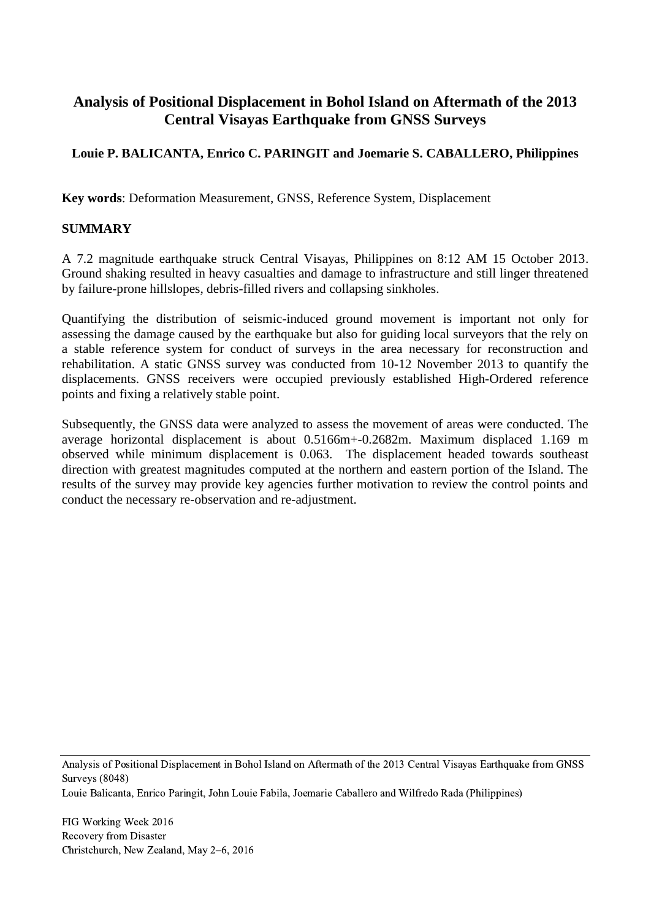# Analysis of Positional Displacement in Bohol Island on Aftermath of the 2013 Central Visayas Earthquake from GNSS Surveys

**Louie P. BALICANTA, Enrico C. PARINGIT and Joemarie S. CABALLERO, Philippines**

**Key words**: Deformation Measurement, GNSS, Reference System, Displacement

**SUMMARY**

A 7.2 magnitude earthquake struck Central Visayas, Philippines on 8:12 AM 15 October 2013. Ground shaking resulted in heavy casualties and damage to infrastructure and still linger threatened by failure-prone hillslopes, debris-filled rivers and collapsing sinkholes.

Quantifying the distribution of seismic-induced ground movement is important not only for assessing the damage caused by the earthquake but also for guiding local surveyors that the rely on a stable reference system for conduct of surveys in the area necessary for reconstruction and rehabilitation. A static GNSS survey was conducted from 10-12 November 2013 to quantify the displacements. GNSS receivers were occupied previously established High-Ordered reference points and fixing a relatively stable point.

Subsequently, the GNSS data were analyzed to assess the movement of areas were conducted. The average horizontal displacement is about 0.5166m+-0.2682m. Maximum displaced 1.169 m observed while minimum displacement is 0.063. The displacement headed towards southeast direction with greatest magnitudes computed at the northern and eastern portion of the Island. The results of the survey may provide key agencies further motivation to review the control points and conduct the necessary re-observation and re-adjustment.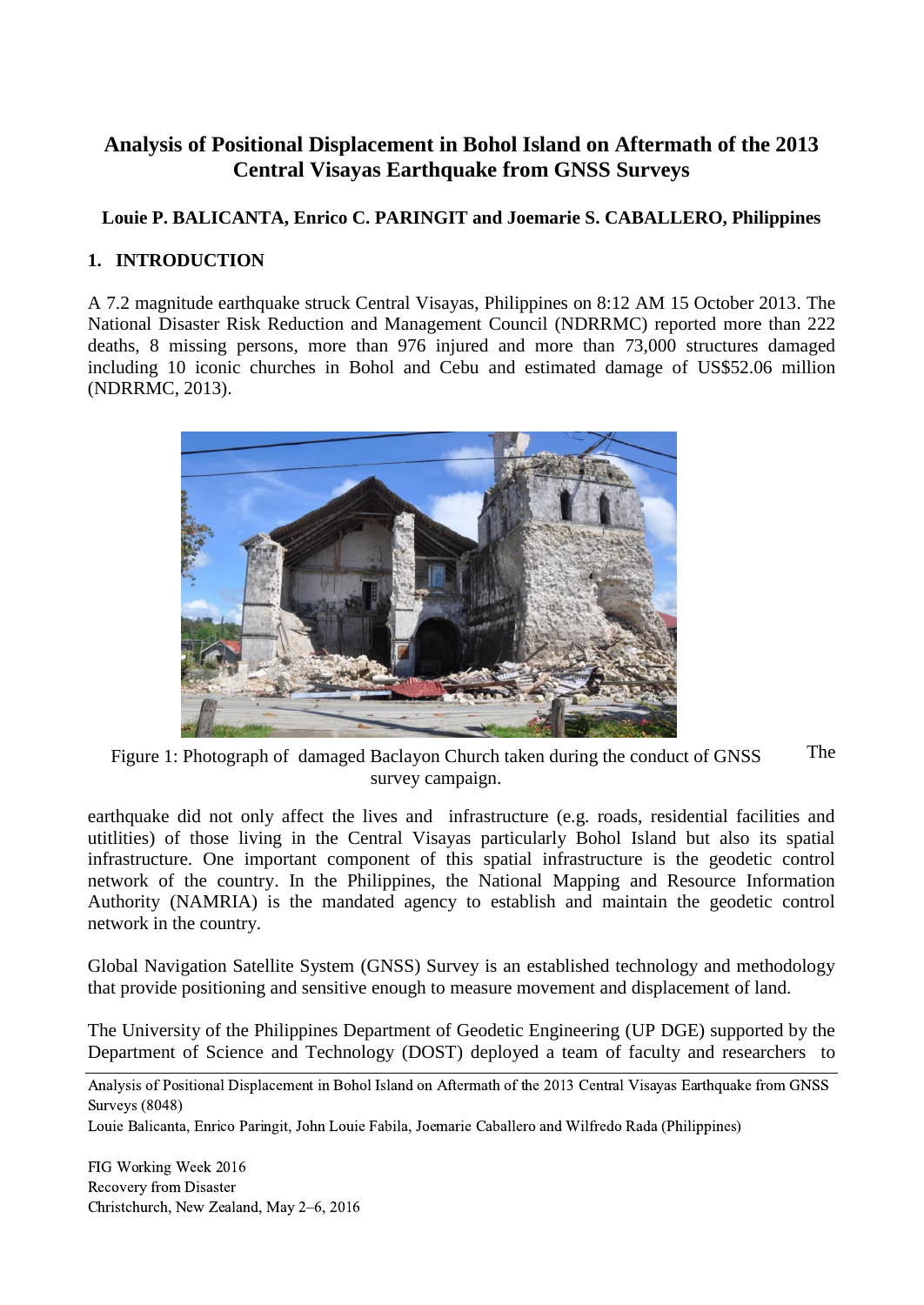# Analysis of Positional Displacement in Bohol Island on Aftermath of the 2013 Central Visayas Earthquake from GNSS Surveys

**Louie P. BALICANTA, Enrico C. PARINGIT and Joemarie S. CABALLERO, Philippines**

## 1. INTRODUCTION

A 7.2 magnitude earthquake struck Central Visayas, Philippines on 8:12 AM 15 October 2013. The National Disaster Risk Reduction and Management Council (NDRRMC) reported more than 222 deaths, 8 missing persons, more than 976 injured and more than 73,000 structures damaged including 10 iconic churches in Bohol and Cebu and estimated damage of US$52.06 million (NDRRMC, 2013).

Figure 1: Photograph of damaged Baclayon Church taken during the conduct of GNSS survey campaign.

The earthquake did not only affect the lives and infrastructure (e.g. roads, residential facilities and utitlities) of those living in the Central Visayas particularly Bohol Island but also its spatial infrastructure. One important component of this spatial infrastructure is the geodetic control network of the country. In the Philippines, the National Mapping and Resource Information Authority (NAMRIA) is the mandated agency to establish and maintain the geodetic control network in the country.

Global Navigation Satellite System (GNSS) Survey is an established technology and methodology that provide positioning and sensitive enough to measure movement and displacement of land.

The University of the Philippines Department of Geodetic Engineering (UP DGE) supported by the Department of Science and Technology (DOST) deployed a team of faculty and researchers to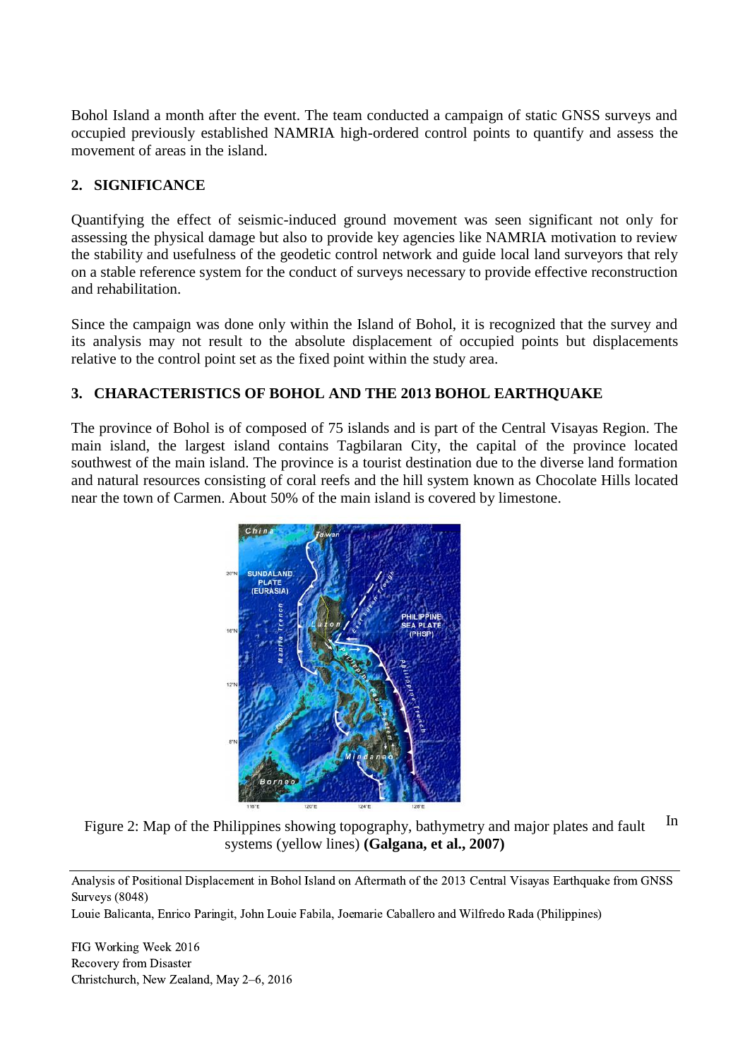Bohol Island a month after the event. The team conducted a campaign of static GNSS surveys and occupied previously established NAMRIA high-ordered control points to quantify and assess the movement of areas in the island.

## 2. SIGNIFICANCE

Quantifying the effect of seismic-induced ground movement was seen significant not only for assessing the physical damage but also to provide key agencies like NAMRIA motivation to review the stability and usefulness of the geodetic control network and guide local land surveyors that rely on a stable reference system for the conduct of surveys necessary to provide effective reconstruction and rehabilitation.

Since the campaign was done only within the Island of Bohol, it is recognized that the survey and its analysis may not result to the absolute displacement of occupied points but displacements relative to the control point set as the fixed point within the study area.

## 3. CHARACTERISTICS OF BOHOL AND THE 2013 BOHOL EARTHQUAKE

The province of Bohol is of composed of 75 islands and is part of the Central Visayas Region. The main island, the largest island contains Tagbilaran City, the capital of the province located southwest of the main island. The province is a tourist destination due to the diverse land formation and natural resources consisting of coral reefs and the hill system known as Chocolate Hills located near the town of Carmen. About 50% of the main island is covered by limestone.

Figure 2: Map of the Philippines showing topography, bathymetry and major plates and fault systems (yellow lines) **(Galgana, et al., 2007)**

In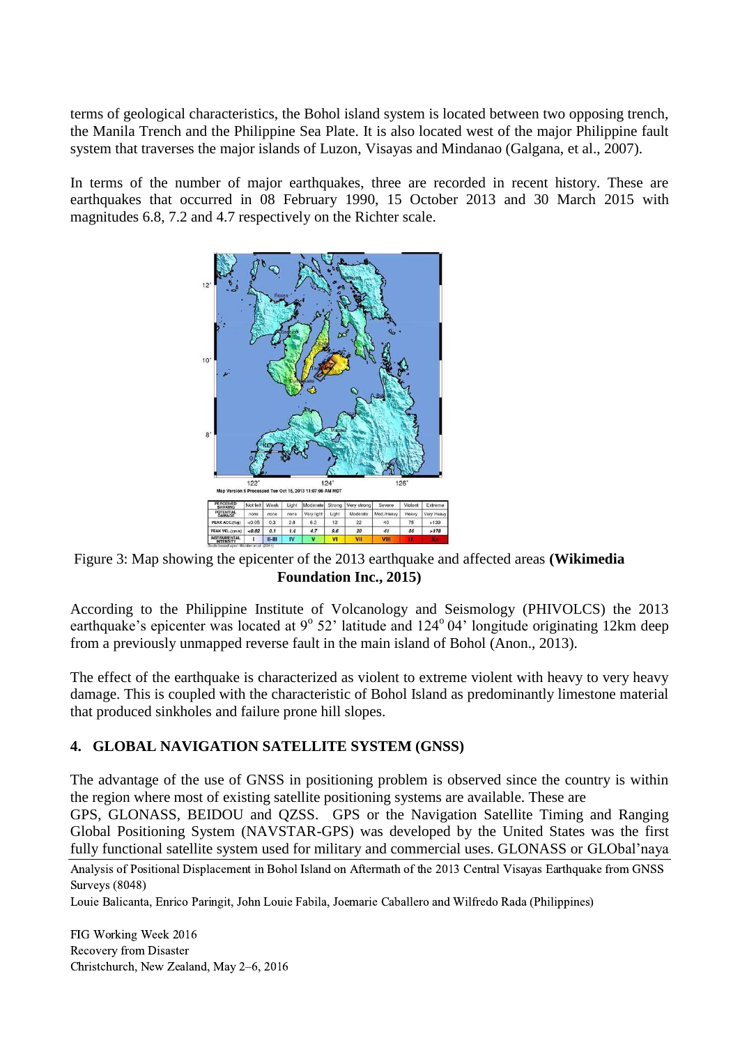terms of geological characteristics, the Bohol island system is located between two opposing trench, the Manila Trench and the Philippine Sea Plate. It is also located west of the major Philippine fault system that traverses the major islands of Luzon, Visayas and Mindanao (Galgana, et al., 2007).

In terms of the number of major earthquakes, three are recorded in recent history. These are earthquakes that occurred in 08 February 1990, 15 October 2013 and 30 March 2015 with magnitudes 6.8, 7.2 and 4.7 respectively on the Richter scale.

Figure 3: Map showing the epicenter of the 2013 earthquake and affected areas **(Wikimedia Foundation Inc., 2015)**

According to the Philippine Institute of Volcanology and Seismology (PHIVOLCS) the 2013 earthquake's epicenter was located at 9° 52' latitude and 124° 04' longitude originating 12km deep from a previously unmapped reverse fault in the main island of Bohol (Anon., 2013).

The effect of the earthquake is characterized as violent to extreme violent with heavy to very heavy damage. This is coupled with the characteristic of Bohol Island as predominantly limestone material that produced sinkholes and failure prone hill slopes.

## 4. GLOBAL NAVIGATION SATELLITE SYSTEM (GNSS)

The advantage of the use of GNSS in positioning problem is observed since the country is within the region where most of existing satellite positioning systems are available. These are GPS, GLONASS, BEIDOU and QZSS. GPS or the Navigation Satellite Timing and Ranging Global Positioning System (NAVSTAR-GPS) was developed by the United States was the first fully functional satellite system used for military and commercial uses. GLONASS or GLObal'naya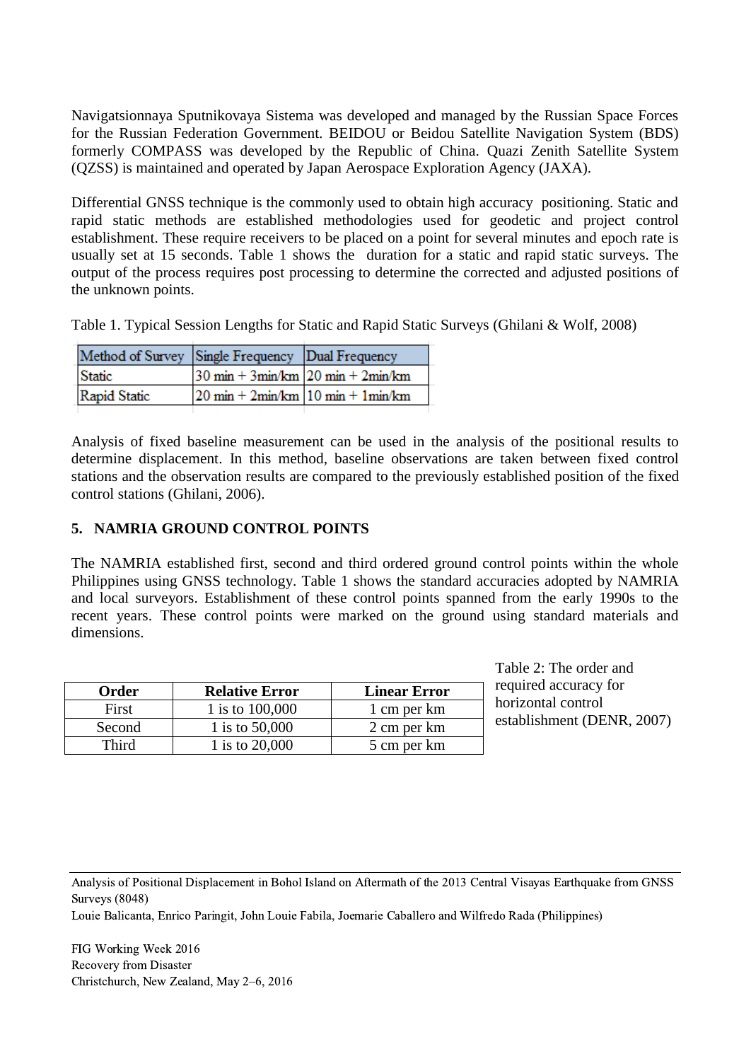Navigatsionnaya Sputnikovaya Sistema was developed and managed by the Russian Space Forces for the Russian Federation Government. BEIDOU or Beidou Satellite Navigation System (BDS) formerly COMPASS was developed by the Republic of China. Quazi Zenith Satellite System (QZSS) is maintained and operated by Japan Aerospace Exploration Agency (JAXA).

Differential GNSS technique is the commonly used to obtain high accuracy positioning. Static and rapid static methods are established methodologies used for geodetic and project control establishment. These require receivers to be placed on a point for several minutes and epoch rate is usually set at 15 seconds. Table 1 shows the duration for a static and rapid static surveys. The output of the process requires post processing to determine the corrected and adjusted positions of the unknown points.

Table 1. Typical Session Lengths for Static and Rapid Static Surveys (Ghilani & Wolf, 2008)

| Method of Survey | Single Frequency | Dual Frequency |
|---|---|---|
| Static | 30 min + 3min/km | 20 min + 2min/km |
| Rapid Static | 20 min + 2min/km | 10 min + 1min/km |

Analysis of fixed baseline measurement can be used in the analysis of the positional results to determine displacement. In this method, baseline observations are taken between fixed control stations and the observation results are compared to the previously established position of the fixed control stations (Ghilani, 2006).

## 5. NAMRIA GROUND CONTROL POINTS

The NAMRIA established first, second and third ordered ground control points within the whole Philippines using GNSS technology. Table 1 shows the standard accuracies adopted by NAMRIA and local surveyors. Establishment of these control points spanned from the early 1990s to the recent years. These control points were marked on the ground using standard materials and dimensions.

| Order | Relative Error | Linear Error |
|---|---|---|
| First | 1 is to 100,000 | 1 cm per km |
| Second | 1 is to 50,000 | 2 cm per km |
| Third | 1 is to 20,000 | 5 cm per km |

Table 2: The order and required accuracy for horizontal control establishment (DENR, 2007)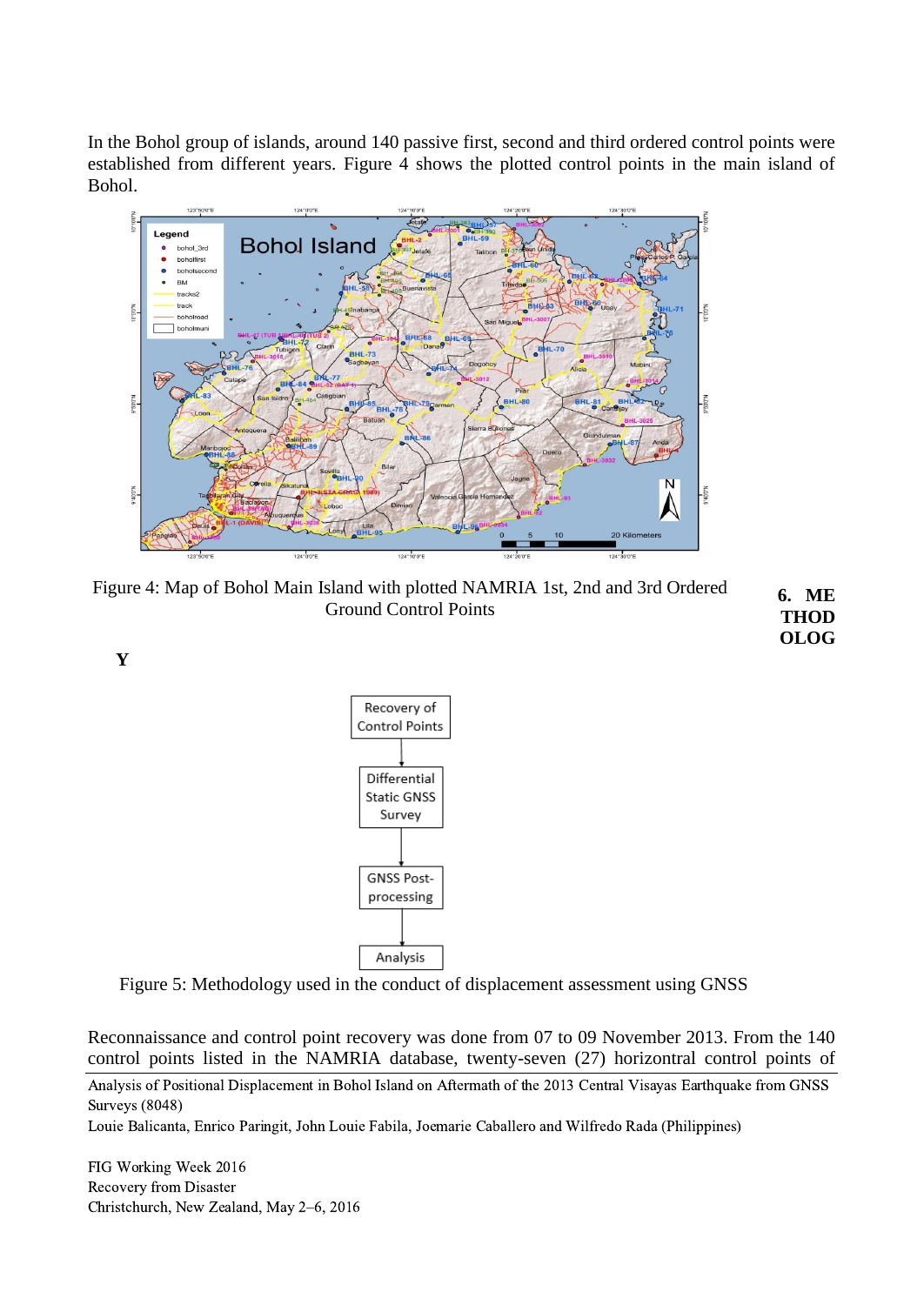In the Bohol group of islands, around 140 passive first, second and third ordered control points were established from different years. Figure 4 shows the plotted control points in the main island of Bohol.

Figure 4: Map of Bohol Main Island with plotted NAMRIA 1st, 2nd and 3rd Ordered Ground Control Points

## 6. METHODOLOGY

Recovery of Control Points → Differential Static GNSS Survey → GNSS Post-processing → Analysis

Figure 5: Methodology used in the conduct of displacement assessment using GNSS

Reconnaissance and control point recovery was done from 07 to 09 November 2013. From the 140 control points listed in the NAMRIA database, twenty-seven (27) horizontral control points of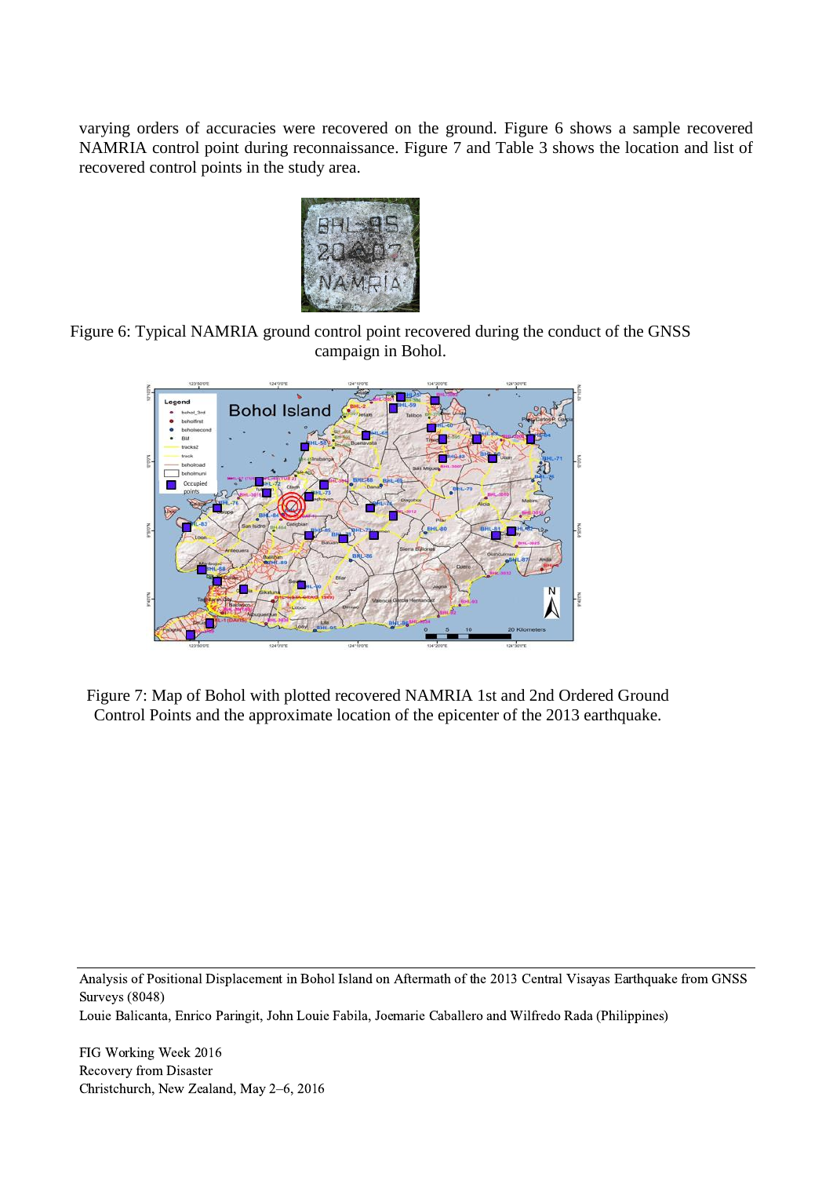varying orders of accuracies were recovered on the ground. Figure 6 shows a sample recovered NAMRIA control point during reconnaissance. Figure 7 and Table 3 shows the location and list of recovered control points in the study area.

Figure 6: Typical NAMRIA ground control point recovered during the conduct of the GNSS campaign in Bohol.

Figure 7: Map of Bohol with plotted recovered NAMRIA 1st and 2nd Ordered Ground Control Points and the approximate location of the epicenter of the 2013 earthquake.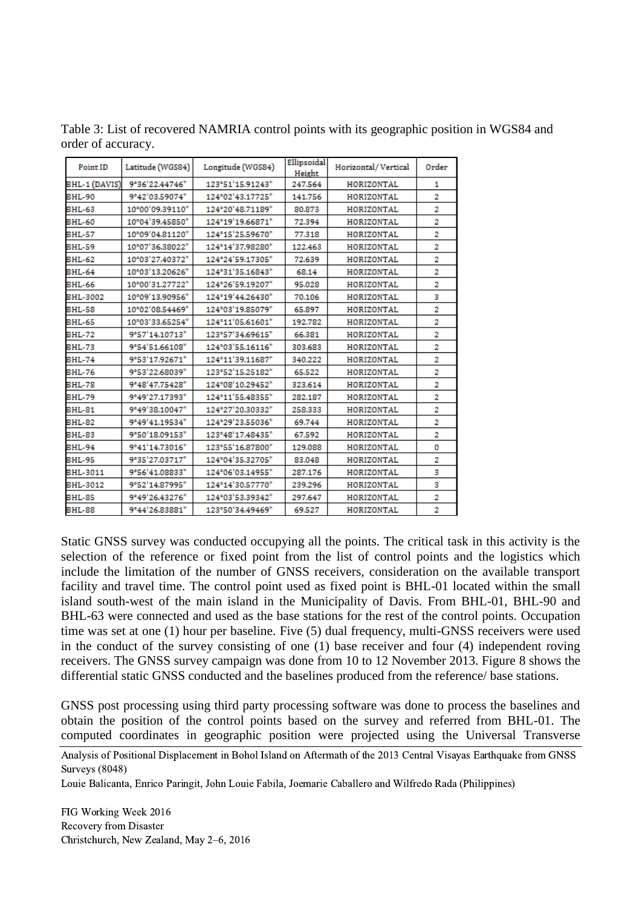Table 3: List of recovered NAMRIA control points with its geographic position in WGS84 and order of accuracy.

| Point ID | Latitude (WGS84) | Longitude (WGS84) | Ellipsoidal Height | Horizontal/ Vertical | Order |
|---|---|---|---|---|---|
| BHL-1 (DAVIS) | 9°36'22.44746" | 123°51'15.91243" | 247.564 | HORIZONTAL | 1 |
| BHL-90 | 9°42'03.59074" | 124°02'43.17725" | 141.756 | HORIZONTAL | 2 |
| BHL-63 | 10°00'09.39110" | 124°20'48.71189" | 80.873 | HORIZONTAL | 2 |
| BHL-60 | 10°04'39.45850" | 124°19'19.66871" | 72.394 | HORIZONTAL | 2 |
| BHL-57 | 10°09'04.81120" | 124°15'25.59670" | 77.318 | HORIZONTAL | 2 |
| BHL-59 | 10°07'36.38022" | 124°14'37.98280" | 122.463 | HORIZONTAL | 2 |
| BHL-62 | 10°03'27.40372" | 124°24'59.17305" | 72.639 | HORIZONTAL | 2 |
| BHL-64 | 10°03'13.20626" | 124°31'35.16843" | 68.14 | HORIZONTAL | 2 |
| BHL-66 | 10°00'31.27722" | 124°26'59.19207" | 95.028 | HORIZONTAL | 2 |
| BHL-3002 | 10°09'13.90956" | 124°19'44.26430" | 70.106 | HORIZONTAL | 3 |
| BHL-58 | 10°02'08.54469" | 124°03'19.85079" | 65.897 | HORIZONTAL | 2 |
| BHL-65 | 10°03'33.65254" | 124°11'05.61601" | 192.782 | HORIZONTAL | 2 |
| BHL-72 | 9°57'14.10713" | 123°57'34.69615" | 66.381 | HORIZONTAL | 2 |
| BHL-73 | 9°54'51.66108" | 124°03'55.16116" | 303.683 | HORIZONTAL | 2 |
| BHL-74 | 9°53'17.92671" | 124°11'39.11687" | 340.222 | HORIZONTAL | 2 |
| BHL-76 | 9°53'22.68039" | 123°52'15.25182" | 65.522 | HORIZONTAL | 2 |
| BHL-78 | 9°48'47.75428" | 124°08'10.29452" | 323.614 | HORIZONTAL | 2 |
| BHL-79 | 9°49'27.17393" | 124°11'55.48355" | 282.187 | HORIZONTAL | 2 |
| BHL-81 | 9°49'38.10047" | 124°27'20.30332" | 258.333 | HORIZONTAL | 2 |
| BHL-82 | 9°49'41.19534" | 124°29'23.55036" | 69.744 | HORIZONTAL | 2 |
| BHL-83 | 9°50'18.09153" | 123°48'17.48435" | 67.592 | HORIZONTAL | 2 |
| BHL-94 | 9°41'14.73016" | 123°55'16.87800" | 129.088 | HORIZONTAL | 0 |
| BHL-95 | 9°35'27.03717" | 124°04'35.32705" | 83.048 | HORIZONTAL | 2 |
| BHL-3011 | 9°56'41.08833" | 124°06'03.14955" | 287.176 | HORIZONTAL | 3 |
| BHL-3012 | 9°52'14.87995" | 124°14'30.57770" | 239.296 | HORIZONTAL | 3 |
| BHL-85 | 9°49'26.43276" | 124°03'53.39342" | 297.647 | HORIZONTAL | 2 |
| BHL-88 | 9°44'26.83881" | 123°50'34.49469" | 69.527 | HORIZONTAL | 2 |

Static GNSS survey was conducted occupying all the points. The critical task in this activity is the selection of the reference or fixed point from the list of control points and the logistics which include the limitation of the number of GNSS receivers, consideration on the available transport facility and travel time. The control point used as fixed point is BHL-01 located within the small island south-west of the main island in the Municipality of Davis. From BHL-01, BHL-90 and BHL-63 were connected and used as the base stations for the rest of the control points. Occupation time was set at one (1) hour per baseline. Five (5) dual frequency, multi-GNSS receivers were used in the conduct of the survey consisting of one (1) base receiver and four (4) independent roving receivers. The GNSS survey campaign was done from 10 to 12 November 2013. Figure 8 shows the differential static GNSS conducted and the baselines produced from the reference/ base stations.

GNSS post processing using third party processing software was done to process the baselines and obtain the position of the control points based on the survey and referred from BHL-01. The computed coordinates in geographic position were projected using the Universal Transverse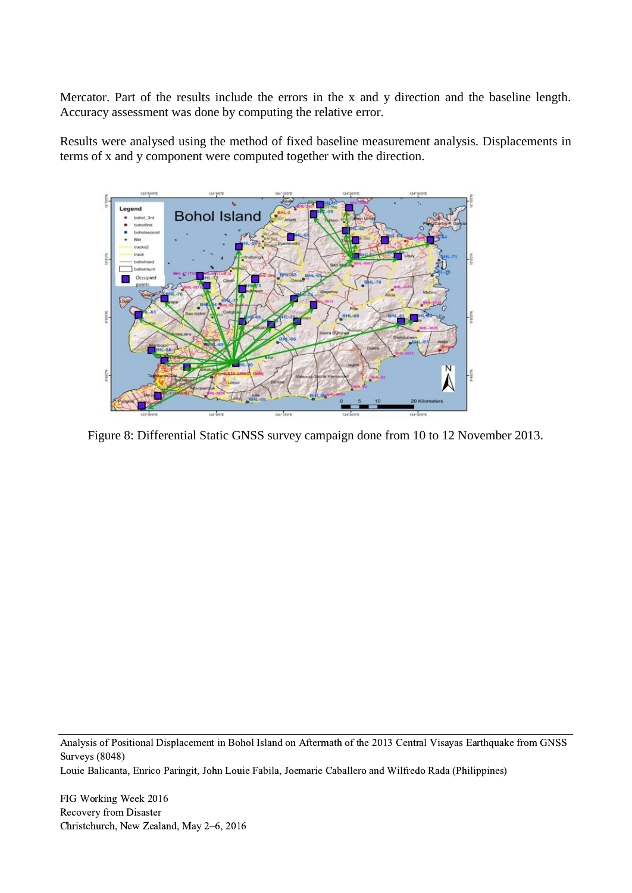Mercator. Part of the results include the errors in the x and y direction and the baseline length. Accuracy assessment was done by computing the relative error.

Results were analysed using the method of fixed baseline measurement analysis. Displacements in terms of x and y component were computed together with the direction.

Figure 8: Differential Static GNSS survey campaign done from 10 to 12 November 2013.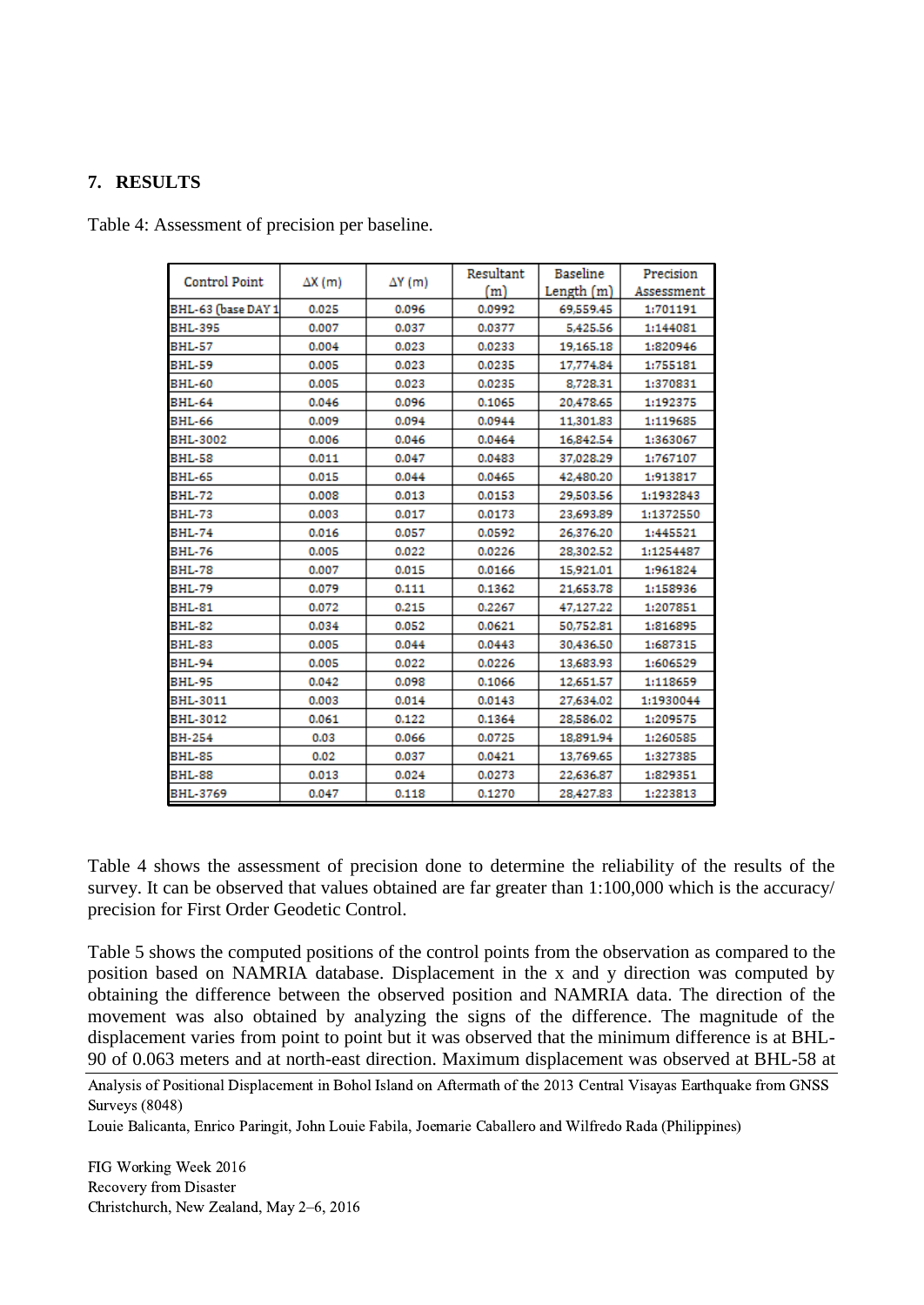## 7. RESULTS

Table 4: Assessment of precision per baseline.

| Control Point | ΔX (m) | ΔY (m) | Resultant (m) | Baseline Length (m) | Precision Assessment |
|---|---|---|---|---|---|
| BHL-63 (base DAY 1 | 0.025 | 0.096 | 0.0992 | 69,559.45 | 1:701191 |
| BHL-395 | 0.007 | 0.037 | 0.0377 | 5,425.56 | 1:144081 |
| BHL-57 | 0.004 | 0.023 | 0.0233 | 19,165.18 | 1:820946 |
| BHL-59 | 0.005 | 0.023 | 0.0235 | 17,774.84 | 1:755181 |
| BHL-60 | 0.005 | 0.023 | 0.0235 | 8,728.31 | 1:370831 |
| BHL-64 | 0.046 | 0.096 | 0.1065 | 20,478.65 | 1:192375 |
| BHL-66 | 0.009 | 0.094 | 0.0944 | 11,301.83 | 1:119685 |
| BHL-3002 | 0.006 | 0.046 | 0.0464 | 16,842.54 | 1:363067 |
| BHL-58 | 0.011 | 0.047 | 0.0483 | 37,028.29 | 1:767107 |
| BHL-65 | 0.015 | 0.044 | 0.0465 | 42,480.20 | 1:913817 |
| BHL-72 | 0.008 | 0.013 | 0.0153 | 29,503.56 | 1:1932843 |
| BHL-73 | 0.003 | 0.017 | 0.0173 | 23,693.89 | 1:1372550 |
| BHL-74 | 0.016 | 0.057 | 0.0592 | 26,376.20 | 1:445521 |
| BHL-76 | 0.005 | 0.022 | 0.0226 | 28,302.52 | 1:1254487 |
| BHL-78 | 0.007 | 0.015 | 0.0166 | 15,921.01 | 1:961824 |
| BHL-79 | 0.079 | 0.111 | 0.1362 | 21,653.78 | 1:158936 |
| BHL-81 | 0.072 | 0.215 | 0.2267 | 47,127.22 | 1:207851 |
| BHL-82 | 0.034 | 0.052 | 0.0621 | 50,752.81 | 1:816895 |
| BHL-83 | 0.005 | 0.044 | 0.0443 | 30,436.50 | 1:687315 |
| BHL-94 | 0.005 | 0.022 | 0.0226 | 13,683.93 | 1:606529 |
| BHL-95 | 0.042 | 0.098 | 0.1066 | 12,651.57 | 1:118659 |
| BHL-3011 | 0.003 | 0.014 | 0.0143 | 27,634.02 | 1:1930044 |
| BHL-3012 | 0.061 | 0.122 | 0.1364 | 28,586.02 | 1:209575 |
| BH-254 | 0.03 | 0.066 | 0.0725 | 18,891.94 | 1:260585 |
| BHL-85 | 0.02 | 0.037 | 0.0421 | 13,769.65 | 1:327385 |
| BHL-88 | 0.013 | 0.024 | 0.0273 | 22,636.87 | 1:829351 |
| BHL-3769 | 0.047 | 0.118 | 0.1270 | 28,427.83 | 1:223813 |

Table 4 shows the assessment of precision done to determine the reliability of the results of the survey. It can be observed that values obtained are far greater than 1:100,000 which is the accuracy/ precision for First Order Geodetic Control.

Table 5 shows the computed positions of the control points from the observation as compared to the position based on NAMRIA database. Displacement in the x and y direction was computed by obtaining the difference between the observed position and NAMRIA data. The direction of the movement was also obtained by analyzing the signs of the difference. The magnitude of the displacement varies from point to point but it was observed that the minimum difference is at BHL-90 of 0.063 meters and at north-east direction. Maximum displacement was observed at BHL-58 at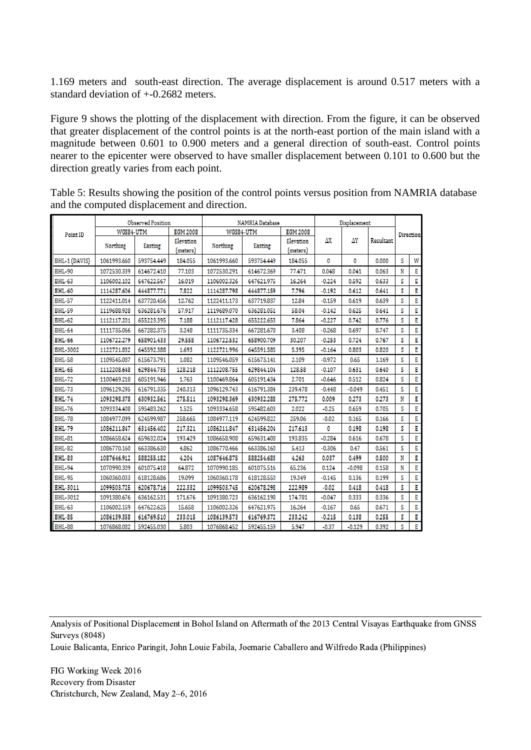1.169 meters and south-east direction. The average displacement is around 0.517 meters with a standard deviation of +-0.2682 meters.

Figure 9 shows the plotting of the displacement with direction. From the figure, it can be observed that greater displacement of the control points is at the north-east portion of the main island with a magnitude between 0.601 to 0.900 meters and a general direction of south-east. Control points nearer to the epicenter were observed to have smaller displacement between 0.101 to 0.600 but the direction greatly varies from each point.

Table 5: Results showing the position of the control points versus position from NAMRIA database and the computed displacement and direction.

| Point ID | Observed Position | | | NAMRIA Database | | | Displacement | | | Direction | |
|---|---|---|---|---|---|---|---|---|---|---|---|
| | WGS84-UTM | | EGM 2008 | WGS84-UTM | | EGM 2008 | | | | | |
| | Northing | Easting | Elevation (meters) | Northing | Easting | Elevation (meters) | ΔX | ΔY | Resultant | | |
| BHL-1 (DAVIS) | 1061993.660 | 593754.449 | 184.055 | 1061993.660 | 593754.449 | 184.055 | 0 | 0 | 0.000 | S | W |
| BHL-90 | 1072530.339 | 614672.410 | 77.103 | 1072530.291 | 614672.369 | 77.471 | 0.048 | 0.041 | 0.063 | N | E |
| BHL-63 | 1106002.102 | 647622.567 | 16.019 | 1106002.326 | 647621.975 | 16.264 | -0.224 | 0.592 | 0.633 | S | E |
| BHL-60 | 1114287.606 | 644877.771 | 7.822 | 1114287.798 | 644877.159 | 7.796 | -0.192 | 0.612 | 0.641 | S | E |
| BHL-57 | 1122411.014 | 637720.456 | 12.762 | 1122411.173 | 637719.837 | 12.84 | -0.159 | 0.619 | 0.639 | S | E |
| BHL-59 | 1119688.928 | 636281.676 | 57.917 | 1119689.070 | 636281.051 | 58.04 | -0.142 | 0.625 | 0.641 | S | E |
| BHL-62 | 1112117.201 | 655223.395 | 7.188 | 1112117.428 | 655222.653 | 7.864 | -0.227 | 0.742 | 0.776 | S | E |
| BHL-64 | 1111735.066 | 667282.375 | 3.248 | 1111735.334 | 667281.678 | 3.408 | -0.268 | 0.697 | 0.747 | S | E |
| BHL-66 | 1106722.279 | 658901.433 | 29.558 | 1106722.532 | 658900.709 | 30.207 | -0.253 | 0.724 | 0.767 | S | E |
| BHL-3002 | 1122721.832 | 645592.388 | 1.693 | 1122721.996 | 645591.585 | 5.395 | -0.164 | 0.803 | 0.820 | S | E |
| BHL-58 | 1109545.087 | 615673.791 | 1.082 | 1109546.059 | 615673.141 | 2.109 | -0.972 | 0.65 | 1.169 | S | E |
| BHL-65 | 1112208.648 | 629844.735 | 128.218 | 1112208.755 | 629844.104 | 128.58 | -0.107 | 0.631 | 0.640 | S | E |
| BHL-72 | 1100469.218 | 605191.946 | 1.763 | 1100469.864 | 605191.434 | 2.701 | -0.646 | 0.512 | 0.824 | S | E |
| BHL-73 | 1096129.295 | 616791.335 | 240.313 | 1096129.743 | 616791.384 | 239.478 | -0.448 | -0.049 | 0.451 | S | E |
| BHL-74 | 1093298.378 | 630932.561 | 275.511 | 1093298.369 | 630932.288 | 275.772 | 0.009 | 0.273 | 0.273 | N | E |
| BHL-76 | 1093334.408 | 595483.262 | 1.525 | 1093334.658 | 595482.603 | 2.022 | -0.25 | 0.659 | 0.705 | S | E |
| BHL-78 | 1084977.099 | 624599.987 | 258.665 | 1084977.119 | 624599.822 | 259.06 | -0.02 | 0.165 | 0.166 | S | E |
| BHL-79 | 1086211.847 | 631456.402 | 217.321 | 1086211.847 | 631456.204 | 217.613 | 0 | 0.198 | 0.198 | S | E |
| BHL-81 | 1086658.624 | 659632.024 | 193.429 | 1086658.908 | 659631.408 | 193.835 | -0.284 | 0.616 | 0.678 | S | E |
| BHL-82 | 1086770.160 | 663386.630 | 4.862 | 1086770.466 | 663386.160 | 5.413 | -0.306 | 0.47 | 0.561 | S | E |
| BHL-83 | 1087646.912 | 588255.182 | 4.204 | 1087646.875 | 588254.683 | 4.263 | 0.037 | 0.499 | 0.500 | N | E |
| BHL-94 | 1070990.309 | 601075.418 | 64.872 | 1070990.185 | 601075.516 | 65.236 | 0.124 | -0.098 | 0.158 | N | E |
| BHL-95 | 1060360.033 | 618128.686 | 19.099 | 1060360.178 | 618128.550 | 19.349 | -0.145 | 0.136 | 0.199 | S | E |
| BHL-3011 | 1099503.725 | 620678.716 | 222.332 | 1099503.745 | 620678.298 | 222.989 | -0.02 | 0.418 | 0.418 | S | E |
| BHL-3012 | 1091380.676 | 636162.531 | 171.676 | 1091380.723 | 636162.198 | 174.781 | -0.047 | 0.333 | 0.336 | S | E |
| BHL-63 | 1106002.159 | 647622.625 | 15.658 | 1106002.326 | 647621.975 | 16.264 | -0.167 | 0.65 | 0.671 | S | E |
| BHL-85 | 1086139.358 | 616769.510 | 233.015 | 1086139.573 | 616769.372 | 233.242 | -0.215 | 0.138 | 0.255 | S | E |
| BHL-88 | 1076868.082 | 592455.030 | 5.803 | 1076868.452 | 592455.159 | 5.947 | -0.37 | -0.129 | 0.392 | S | E |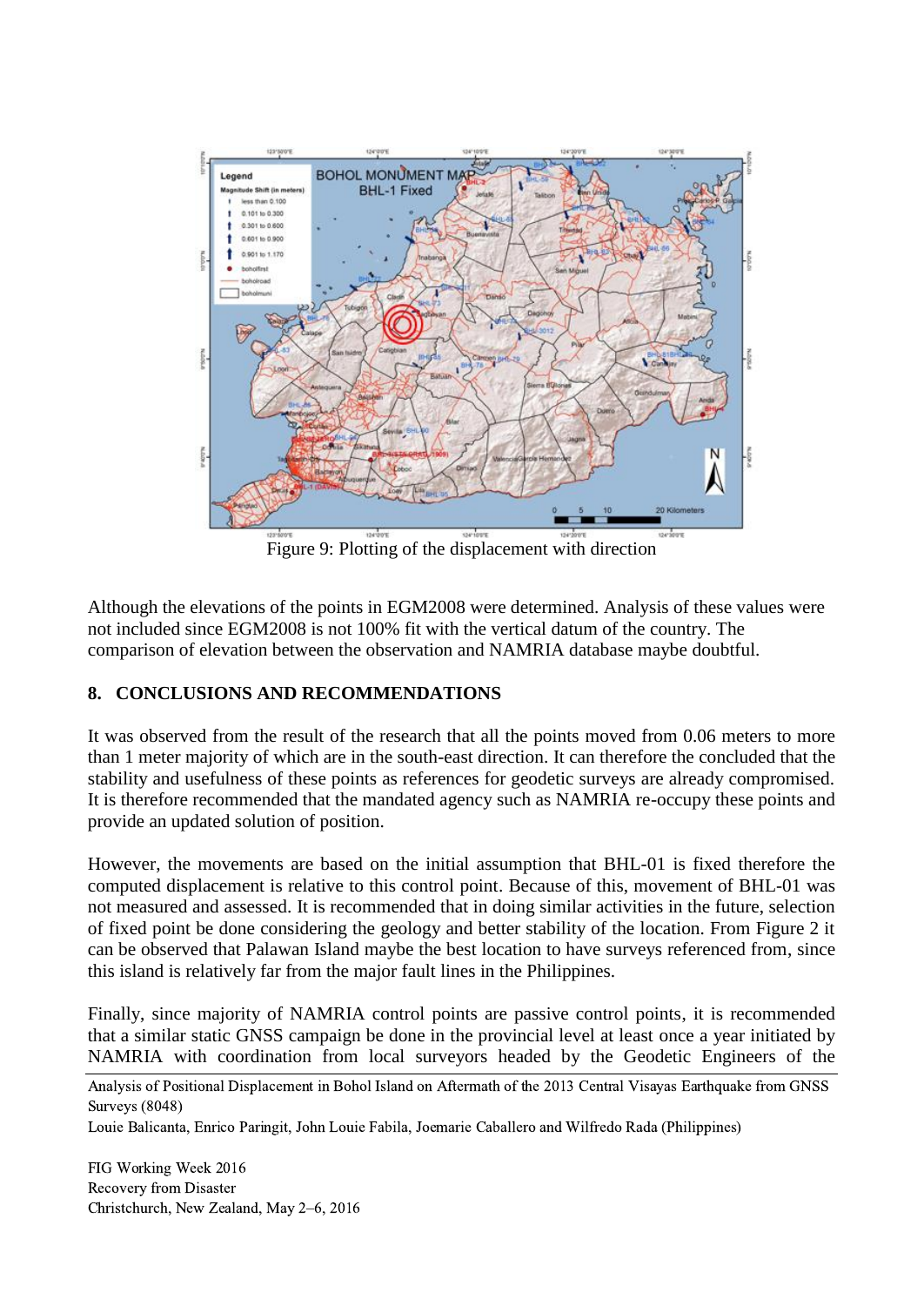Figure 9: Plotting of the displacement with direction

Although the elevations of the points in EGM2008 were determined. Analysis of these values were not included since EGM2008 is not 100% fit with the vertical datum of the country. The comparison of elevation between the observation and NAMRIA database maybe doubtful.

## 8. CONCLUSIONS AND RECOMMENDATIONS

It was observed from the result of the research that all the points moved from 0.06 meters to more than 1 meter majority of which are in the south-east direction. It can therefore the concluded that the stability and usefulness of these points as references for geodetic surveys are already compromised. It is therefore recommended that the mandated agency such as NAMRIA re-occupy these points and provide an updated solution of position.

However, the movements are based on the initial assumption that BHL-01 is fixed therefore the computed displacement is relative to this control point. Because of this, movement of BHL-01 was not measured and assessed. It is recommended that in doing similar activities in the future, selection of fixed point be done considering the geology and better stability of the location. From Figure 2 it can be observed that Palawan Island maybe the best location to have surveys referenced from, since this island is relatively far from the major fault lines in the Philippines.

Finally, since majority of NAMRIA control points are passive control points, it is recommended that a similar static GNSS campaign be done in the provincial level at least once a year initiated by NAMRIA with coordination from local surveyors headed by the Geodetic Engineers of the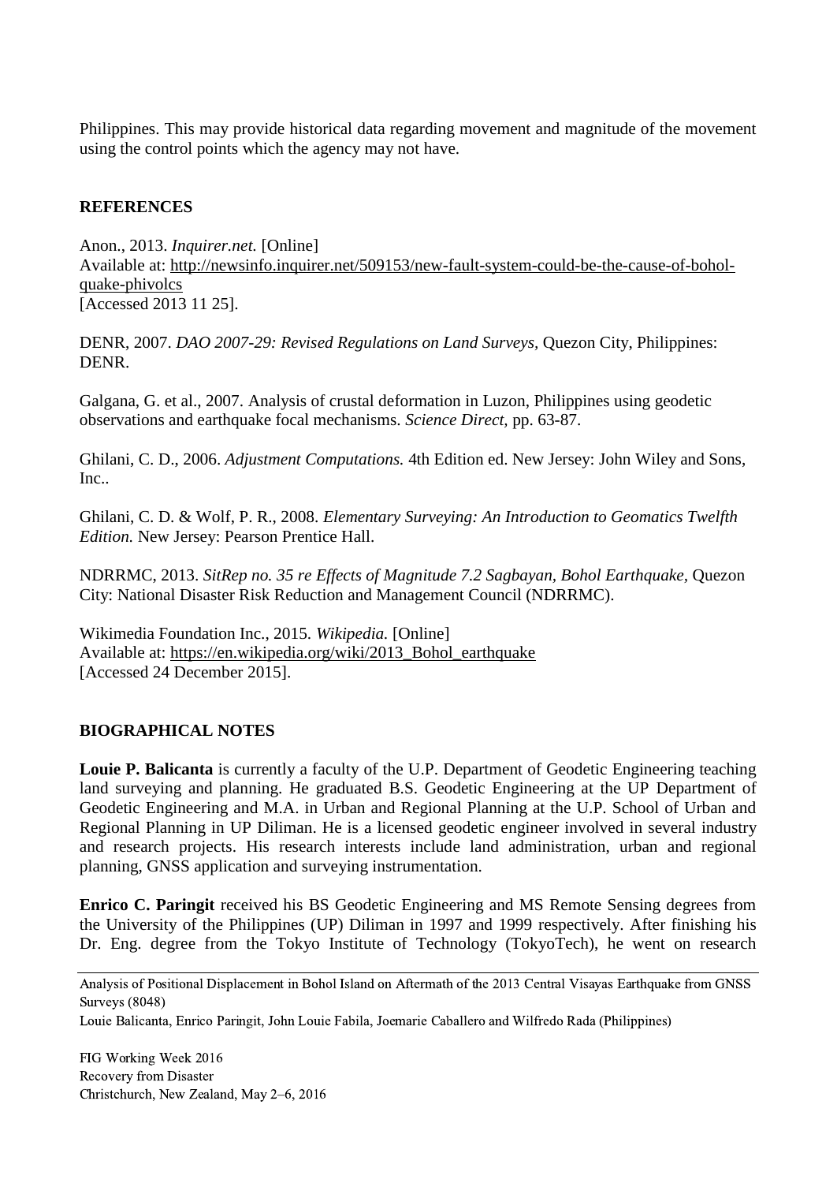Philippines. This may provide historical data regarding movement and magnitude of the movement using the control points which the agency may not have.

## REFERENCES

Anon., 2013. *Inquirer.net.* [Online]
Available at: http://newsinfo.inquirer.net/509153/new-fault-system-could-be-the-cause-of-bohol-quake-phivolcs
[Accessed 2013 11 25].

DENR, 2007. *DAO 2007-29: Revised Regulations on Land Surveys,* Quezon City, Philippines: DENR.

Galgana, G. et al., 2007. Analysis of crustal deformation in Luzon, Philippines using geodetic observations and earthquake focal mechanisms. *Science Direct,* pp. 63-87.

Ghilani, C. D., 2006. *Adjustment Computations.* 4th Edition ed. New Jersey: John Wiley and Sons, Inc..

Ghilani, C. D. & Wolf, P. R., 2008. *Elementary Surveying: An Introduction to Geomatics Twelfth Edition.* New Jersey: Pearson Prentice Hall.

NDRRMC, 2013. *SitRep no. 35 re Effects of Magnitude 7.2 Sagbayan, Bohol Earthquake,* Quezon City: National Disaster Risk Reduction and Management Council (NDRRMC).

Wikimedia Foundation Inc., 2015. *Wikipedia.* [Online]
Available at: https://en.wikipedia.org/wiki/2013_Bohol_earthquake
[Accessed 24 December 2015].

## BIOGRAPHICAL NOTES

**Louie P. Balicanta** is currently a faculty of the U.P. Department of Geodetic Engineering teaching land surveying and planning. He graduated B.S. Geodetic Engineering at the UP Department of Geodetic Engineering and M.A. in Urban and Regional Planning at the U.P. School of Urban and Regional Planning in UP Diliman. He is a licensed geodetic engineer involved in several industry and research projects. His research interests include land administration, urban and regional planning, GNSS application and surveying instrumentation.

**Enrico C. Paringit** received his BS Geodetic Engineering and MS Remote Sensing degrees from the University of the Philippines (UP) Diliman in 1997 and 1999 respectively. After finishing his Dr. Eng. degree from the Tokyo Institute of Technology (TokyoTech), he went on research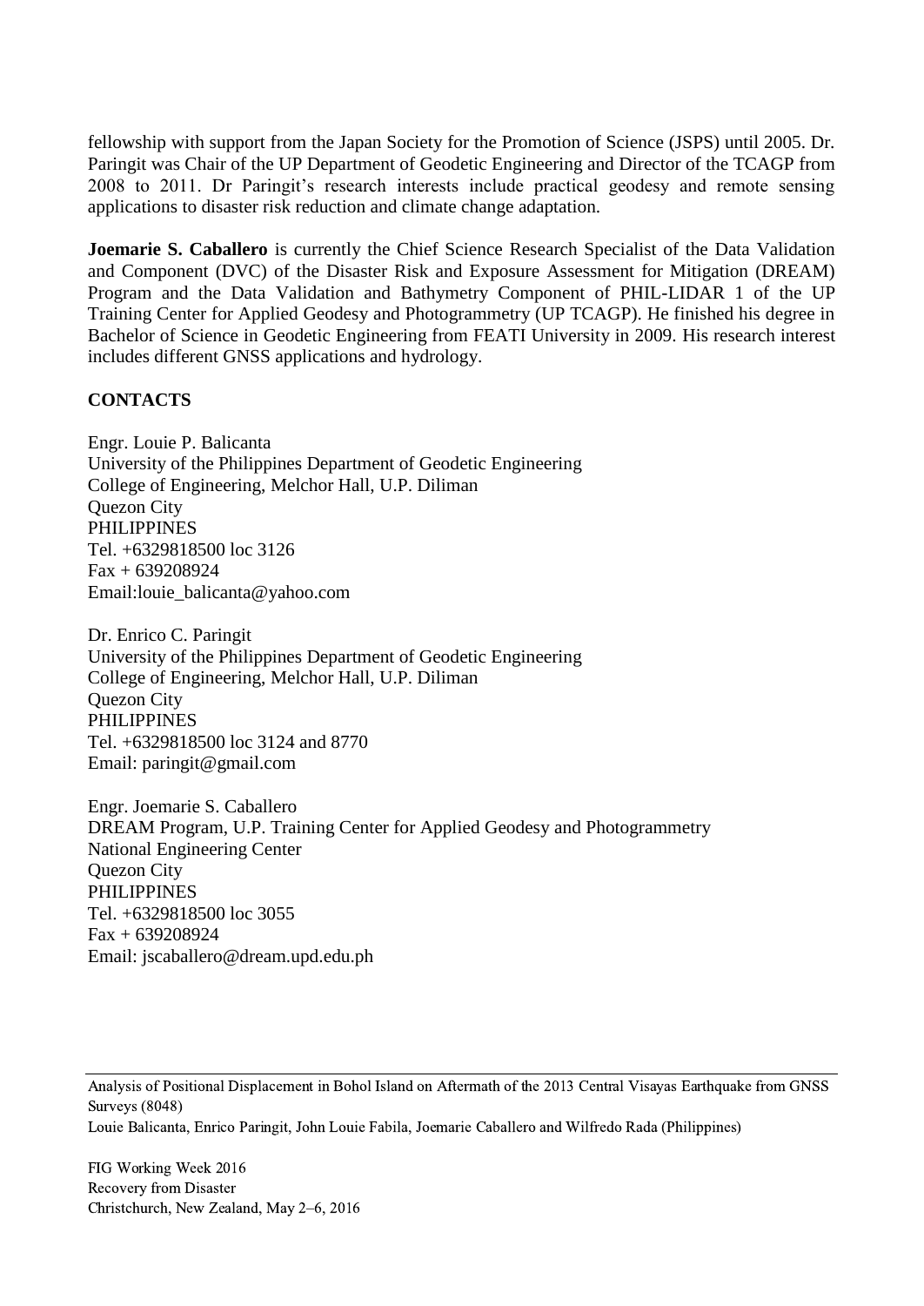fellowship with support from the Japan Society for the Promotion of Science (JSPS) until 2005. Dr. Paringit was Chair of the UP Department of Geodetic Engineering and Director of the TCAGP from 2008 to 2011. Dr Paringit's research interests include practical geodesy and remote sensing applications to disaster risk reduction and climate change adaptation.

**Joemarie S. Caballero** is currently the Chief Science Research Specialist of the Data Validation and Component (DVC) of the Disaster Risk and Exposure Assessment for Mitigation (DREAM) Program and the Data Validation and Bathymetry Component of PHIL-LIDAR 1 of the UP Training Center for Applied Geodesy and Photogrammetry (UP TCAGP). He finished his degree in Bachelor of Science in Geodetic Engineering from FEATI University in 2009. His research interest includes different GNSS applications and hydrology.

**CONTACTS**

Engr. Louie P. Balicanta
University of the Philippines Department of Geodetic Engineering
College of Engineering, Melchor Hall, U.P. Diliman
Quezon City
PHILIPPINES
Tel. +6329818500 loc 3126
Fax + 639208924
Email:louie_balicanta@yahoo.com

Dr. Enrico C. Paringit
University of the Philippines Department of Geodetic Engineering
College of Engineering, Melchor Hall, U.P. Diliman
Quezon City
PHILIPPINES
Tel. +6329818500 loc 3124 and 8770
Email: paringit@gmail.com

Engr. Joemarie S. Caballero
DREAM Program, U.P. Training Center for Applied Geodesy and Photogrammetry
National Engineering Center
Quezon City
PHILIPPINES
Tel. +6329818500 loc 3055
Fax + 639208924
Email: jscaballero@dream.upd.edu.ph